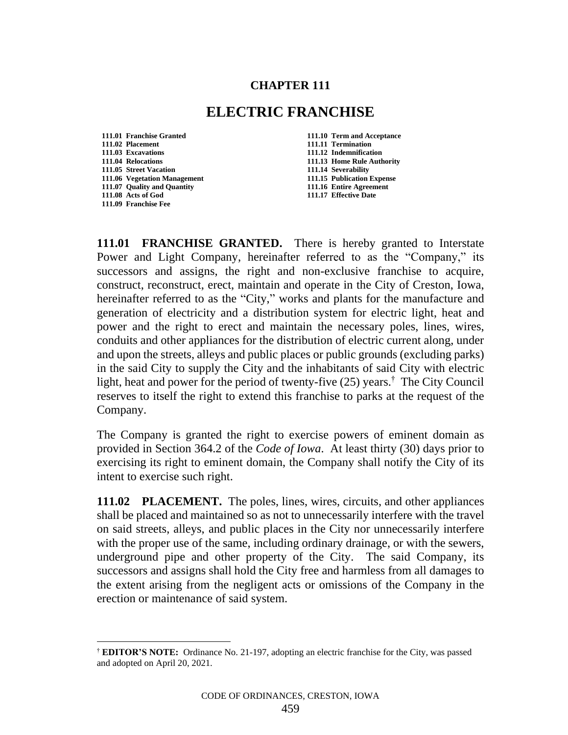# CHAPTER 111

# ELECTRIC FRANCHISE

| | |
|---|---|
| **111.01 Franchise Granted** | **111.10 Term and Acceptance** |
| **111.02 Placement** | **111.11 Termination** |
| **111.03 Excavations** | **111.12 Indemnification** |
| **111.04 Relocations** | **111.13 Home Rule Authority** |
| **111.05 Street Vacation** | **111.14 Severability** |
| **111.06 Vegetation Management** | **111.15 Publication Expense** |
| **111.07 Quality and Quantity** | **111.16 Entire Agreement** |
| **111.08 Acts of God** | **111.17 Effective Date** |
| **111.09 Franchise Fee** | |

**111.01 FRANCHISE GRANTED.** There is hereby granted to Interstate Power and Light Company, hereinafter referred to as the "Company," its successors and assigns, the right and non-exclusive franchise to acquire, construct, reconstruct, erect, maintain and operate in the City of Creston, Iowa, hereinafter referred to as the "City," works and plants for the manufacture and generation of electricity and a distribution system for electric light, heat and power and the right to erect and maintain the necessary poles, lines, wires, conduits and other appliances for the distribution of electric current along, under and upon the streets, alleys and public places or public grounds (excluding parks) in the said City to supply the City and the inhabitants of said City with electric light, heat and power for the period of twenty-five (25) years.[†] The City Council reserves to itself the right to extend this franchise to parks at the request of the Company.

The Company is granted the right to exercise powers of eminent domain as provided in Section 364.2 of the *Code of Iowa*. At least thirty (30) days prior to exercising its right to eminent domain, the Company shall notify the City of its intent to exercise such right.

**111.02 PLACEMENT.** The poles, lines, wires, circuits, and other appliances shall be placed and maintained so as not to unnecessarily interfere with the travel on said streets, alleys, and public places in the City nor unnecessarily interfere with the proper use of the same, including ordinary drainage, or with the sewers, underground pipe and other property of the City. The said Company, its successors and assigns shall hold the City free and harmless from all damages to the extent arising from the negligent acts or omissions of the Company in the erection or maintenance of said system.

---

[†] **EDITOR'S NOTE:** Ordinance No. 21-197, adopting an electric franchise for the City, was passed and adopted on April 20, 2021.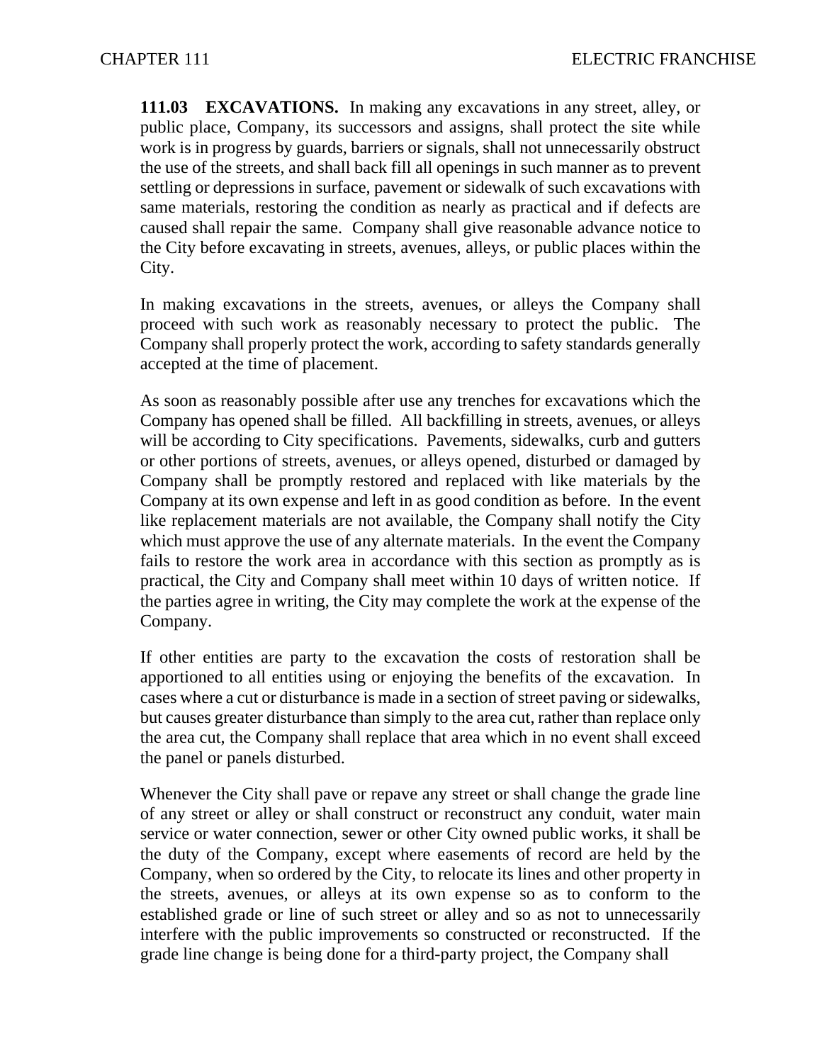**111.03 EXCAVATIONS.** In making any excavations in any street, alley, or public place, Company, its successors and assigns, shall protect the site while work is in progress by guards, barriers or signals, shall not unnecessarily obstruct the use of the streets, and shall back fill all openings in such manner as to prevent settling or depressions in surface, pavement or sidewalk of such excavations with same materials, restoring the condition as nearly as practical and if defects are caused shall repair the same. Company shall give reasonable advance notice to the City before excavating in streets, avenues, alleys, or public places within the City.

In making excavations in the streets, avenues, or alleys the Company shall proceed with such work as reasonably necessary to protect the public. The Company shall properly protect the work, according to safety standards generally accepted at the time of placement.

As soon as reasonably possible after use any trenches for excavations which the Company has opened shall be filled. All backfilling in streets, avenues, or alleys will be according to City specifications. Pavements, sidewalks, curb and gutters or other portions of streets, avenues, or alleys opened, disturbed or damaged by Company shall be promptly restored and replaced with like materials by the Company at its own expense and left in as good condition as before. In the event like replacement materials are not available, the Company shall notify the City which must approve the use of any alternate materials. In the event the Company fails to restore the work area in accordance with this section as promptly as is practical, the City and Company shall meet within 10 days of written notice. If the parties agree in writing, the City may complete the work at the expense of the Company.

If other entities are party to the excavation the costs of restoration shall be apportioned to all entities using or enjoying the benefits of the excavation. In cases where a cut or disturbance is made in a section of street paving or sidewalks, but causes greater disturbance than simply to the area cut, rather than replace only the area cut, the Company shall replace that area which in no event shall exceed the panel or panels disturbed.

Whenever the City shall pave or repave any street or shall change the grade line of any street or alley or shall construct or reconstruct any conduit, water main service or water connection, sewer or other City owned public works, it shall be the duty of the Company, except where easements of record are held by the Company, when so ordered by the City, to relocate its lines and other property in the streets, avenues, or alleys at its own expense so as to conform to the established grade or line of such street or alley and so as not to unnecessarily interfere with the public improvements so constructed or reconstructed. If the grade line change is being done for a third-party project, the Company shall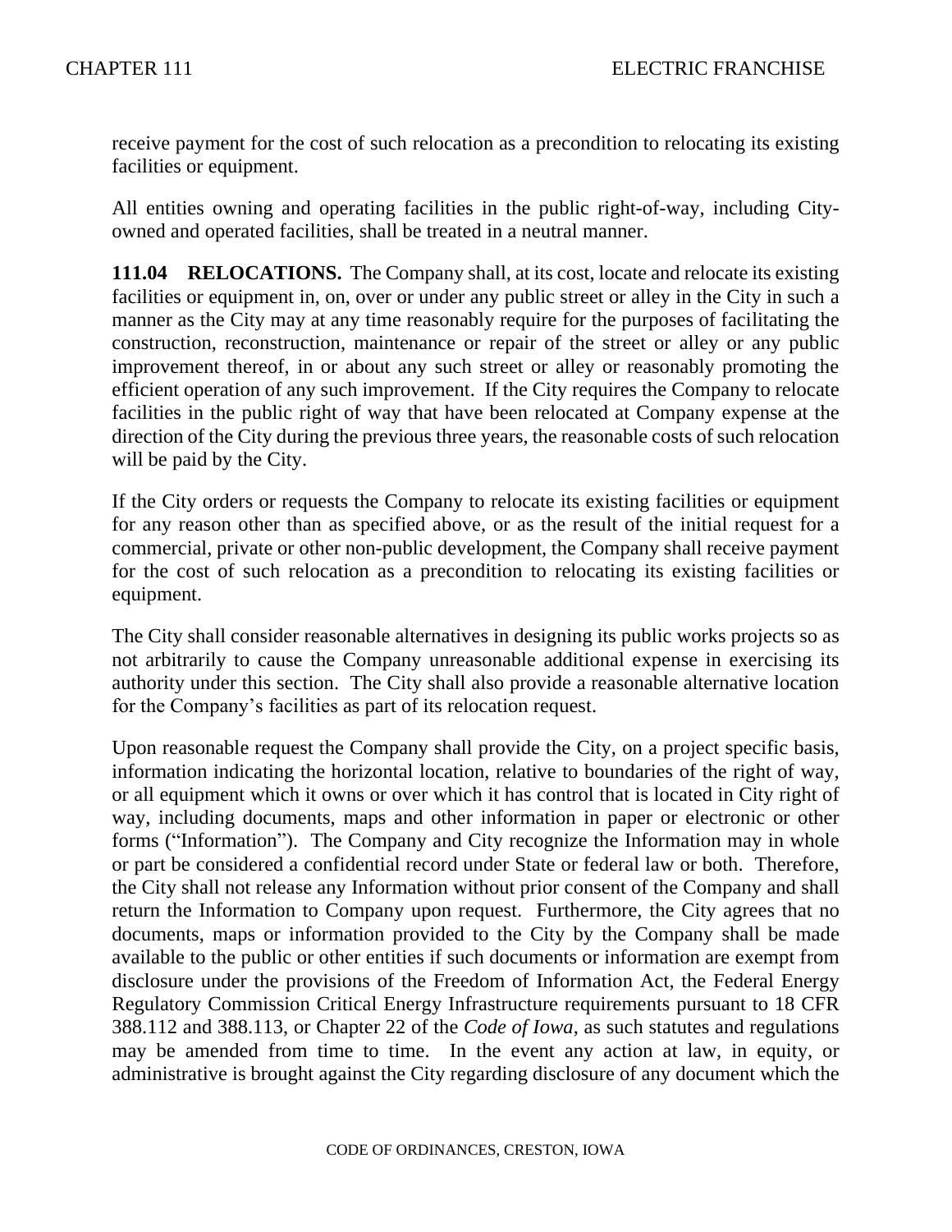receive payment for the cost of such relocation as a precondition to relocating its existing facilities or equipment.

All entities owning and operating facilities in the public right-of-way, including City-owned and operated facilities, shall be treated in a neutral manner.

**111.04 RELOCATIONS.** The Company shall, at its cost, locate and relocate its existing facilities or equipment in, on, over or under any public street or alley in the City in such a manner as the City may at any time reasonably require for the purposes of facilitating the construction, reconstruction, maintenance or repair of the street or alley or any public improvement thereof, in or about any such street or alley or reasonably promoting the efficient operation of any such improvement. If the City requires the Company to relocate facilities in the public right of way that have been relocated at Company expense at the direction of the City during the previous three years, the reasonable costs of such relocation will be paid by the City.

If the City orders or requests the Company to relocate its existing facilities or equipment for any reason other than as specified above, or as the result of the initial request for a commercial, private or other non-public development, the Company shall receive payment for the cost of such relocation as a precondition to relocating its existing facilities or equipment.

The City shall consider reasonable alternatives in designing its public works projects so as not arbitrarily to cause the Company unreasonable additional expense in exercising its authority under this section. The City shall also provide a reasonable alternative location for the Company's facilities as part of its relocation request.

Upon reasonable request the Company shall provide the City, on a project specific basis, information indicating the horizontal location, relative to boundaries of the right of way, or all equipment which it owns or over which it has control that is located in City right of way, including documents, maps and other information in paper or electronic or other forms ("Information"). The Company and City recognize the Information may in whole or part be considered a confidential record under State or federal law or both. Therefore, the City shall not release any Information without prior consent of the Company and shall return the Information to Company upon request. Furthermore, the City agrees that no documents, maps or information provided to the City by the Company shall be made available to the public or other entities if such documents or information are exempt from disclosure under the provisions of the Freedom of Information Act, the Federal Energy Regulatory Commission Critical Energy Infrastructure requirements pursuant to 18 CFR 388.112 and 388.113, or Chapter 22 of the *Code of Iowa*, as such statutes and regulations may be amended from time to time. In the event any action at law, in equity, or administrative is brought against the City regarding disclosure of any document which the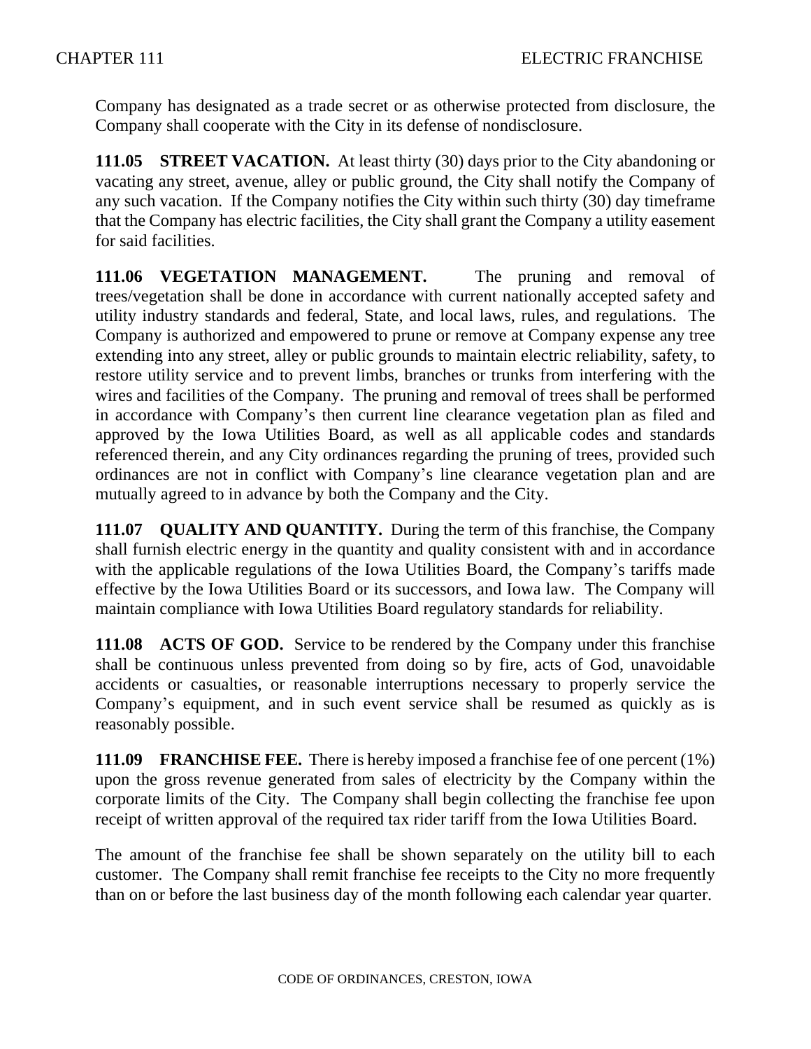Company has designated as a trade secret or as otherwise protected from disclosure, the Company shall cooperate with the City in its defense of nondisclosure.

**111.05 STREET VACATION.** At least thirty (30) days prior to the City abandoning or vacating any street, avenue, alley or public ground, the City shall notify the Company of any such vacation. If the Company notifies the City within such thirty (30) day timeframe that the Company has electric facilities, the City shall grant the Company a utility easement for said facilities.

**111.06 VEGETATION MANAGEMENT.** The pruning and removal of trees/vegetation shall be done in accordance with current nationally accepted safety and utility industry standards and federal, State, and local laws, rules, and regulations. The Company is authorized and empowered to prune or remove at Company expense any tree extending into any street, alley or public grounds to maintain electric reliability, safety, to restore utility service and to prevent limbs, branches or trunks from interfering with the wires and facilities of the Company. The pruning and removal of trees shall be performed in accordance with Company's then current line clearance vegetation plan as filed and approved by the Iowa Utilities Board, as well as all applicable codes and standards referenced therein, and any City ordinances regarding the pruning of trees, provided such ordinances are not in conflict with Company's line clearance vegetation plan and are mutually agreed to in advance by both the Company and the City.

**111.07 QUALITY AND QUANTITY.** During the term of this franchise, the Company shall furnish electric energy in the quantity and quality consistent with and in accordance with the applicable regulations of the Iowa Utilities Board, the Company's tariffs made effective by the Iowa Utilities Board or its successors, and Iowa law. The Company will maintain compliance with Iowa Utilities Board regulatory standards for reliability.

**111.08 ACTS OF GOD.** Service to be rendered by the Company under this franchise shall be continuous unless prevented from doing so by fire, acts of God, unavoidable accidents or casualties, or reasonable interruptions necessary to properly service the Company's equipment, and in such event service shall be resumed as quickly as is reasonably possible.

**111.09 FRANCHISE FEE.** There is hereby imposed a franchise fee of one percent (1%) upon the gross revenue generated from sales of electricity by the Company within the corporate limits of the City. The Company shall begin collecting the franchise fee upon receipt of written approval of the required tax rider tariff from the Iowa Utilities Board.

The amount of the franchise fee shall be shown separately on the utility bill to each customer. The Company shall remit franchise fee receipts to the City no more frequently than on or before the last business day of the month following each calendar year quarter.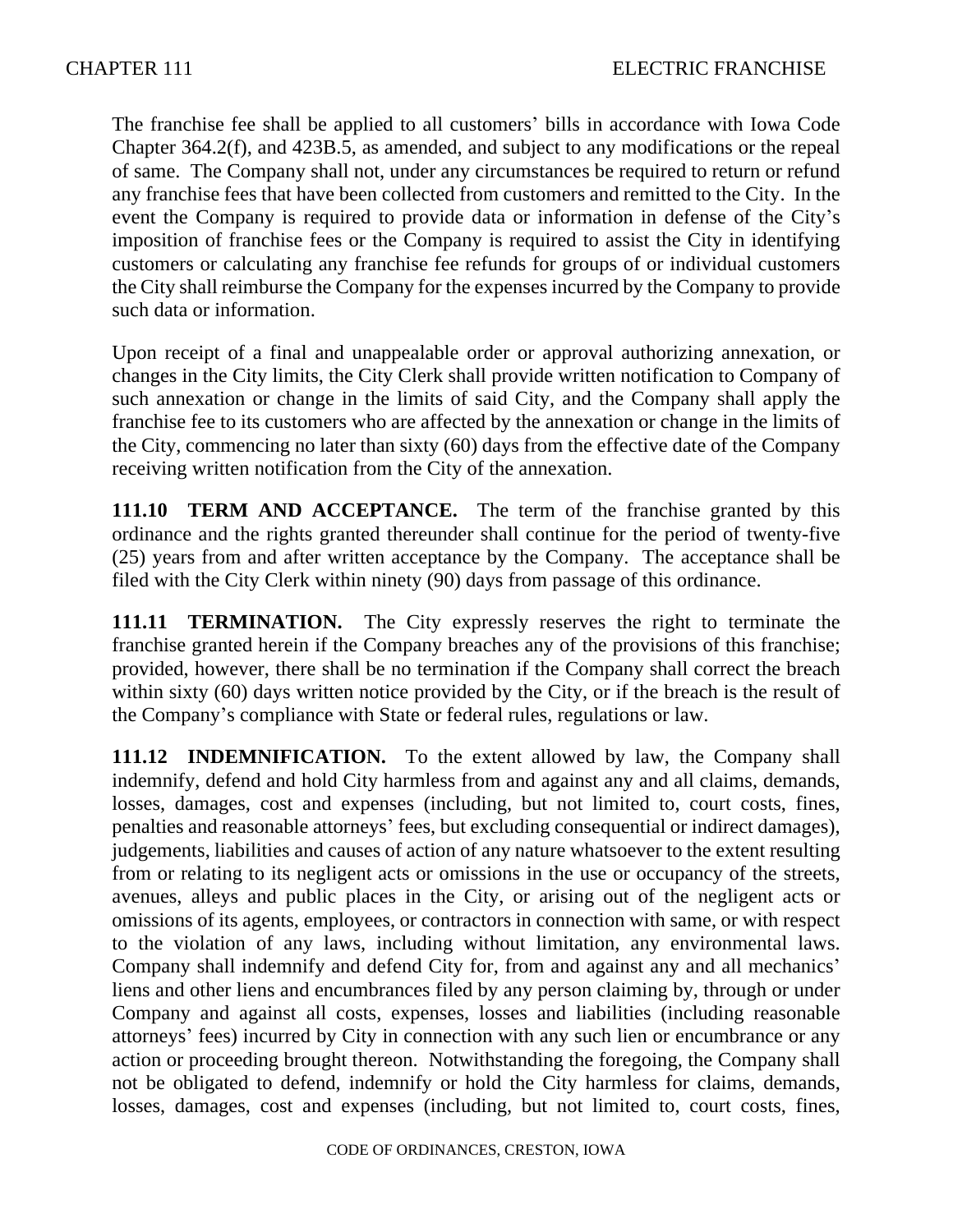The franchise fee shall be applied to all customers' bills in accordance with Iowa Code Chapter 364.2(f), and 423B.5, as amended, and subject to any modifications or the repeal of same. The Company shall not, under any circumstances be required to return or refund any franchise fees that have been collected from customers and remitted to the City. In the event the Company is required to provide data or information in defense of the City's imposition of franchise fees or the Company is required to assist the City in identifying customers or calculating any franchise fee refunds for groups of or individual customers the City shall reimburse the Company for the expenses incurred by the Company to provide such data or information.

Upon receipt of a final and unappealable order or approval authorizing annexation, or changes in the City limits, the City Clerk shall provide written notification to Company of such annexation or change in the limits of said City, and the Company shall apply the franchise fee to its customers who are affected by the annexation or change in the limits of the City, commencing no later than sixty (60) days from the effective date of the Company receiving written notification from the City of the annexation.

**111.10 TERM AND ACCEPTANCE.** The term of the franchise granted by this ordinance and the rights granted thereunder shall continue for the period of twenty-five (25) years from and after written acceptance by the Company. The acceptance shall be filed with the City Clerk within ninety (90) days from passage of this ordinance.

**111.11 TERMINATION.** The City expressly reserves the right to terminate the franchise granted herein if the Company breaches any of the provisions of this franchise; provided, however, there shall be no termination if the Company shall correct the breach within sixty (60) days written notice provided by the City, or if the breach is the result of the Company's compliance with State or federal rules, regulations or law.

**111.12 INDEMNIFICATION.** To the extent allowed by law, the Company shall indemnify, defend and hold City harmless from and against any and all claims, demands, losses, damages, cost and expenses (including, but not limited to, court costs, fines, penalties and reasonable attorneys' fees, but excluding consequential or indirect damages), judgements, liabilities and causes of action of any nature whatsoever to the extent resulting from or relating to its negligent acts or omissions in the use or occupancy of the streets, avenues, alleys and public places in the City, or arising out of the negligent acts or omissions of its agents, employees, or contractors in connection with same, or with respect to the violation of any laws, including without limitation, any environmental laws. Company shall indemnify and defend City for, from and against any and all mechanics' liens and other liens and encumbrances filed by any person claiming by, through or under Company and against all costs, expenses, losses and liabilities (including reasonable attorneys' fees) incurred by City in connection with any such lien or encumbrance or any action or proceeding brought thereon. Notwithstanding the foregoing, the Company shall not be obligated to defend, indemnify or hold the City harmless for claims, demands, losses, damages, cost and expenses (including, but not limited to, court costs, fines,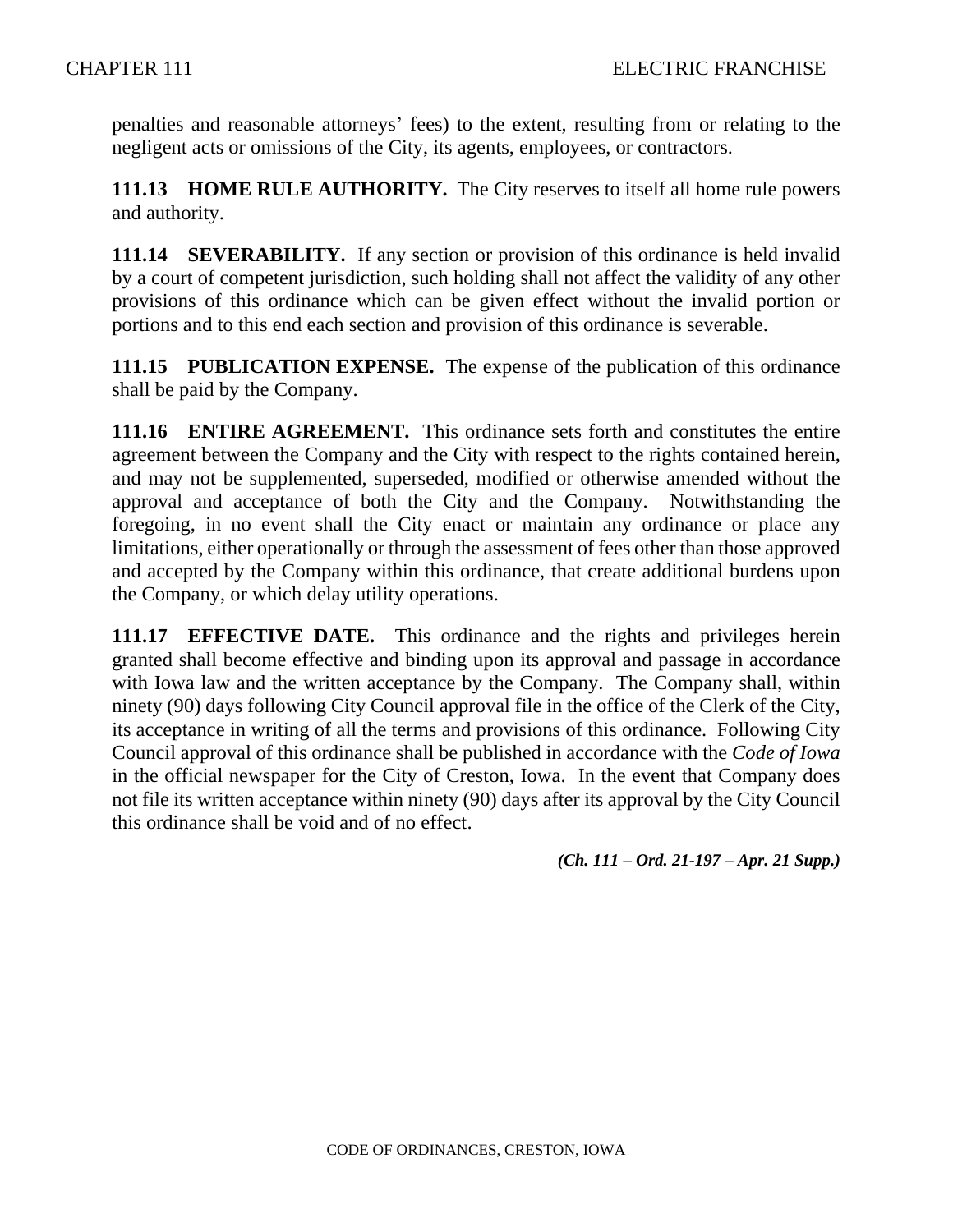penalties and reasonable attorneys' fees) to the extent, resulting from or relating to the negligent acts or omissions of the City, its agents, employees, or contractors.

**111.13 HOME RULE AUTHORITY.** The City reserves to itself all home rule powers and authority.

**111.14 SEVERABILITY.** If any section or provision of this ordinance is held invalid by a court of competent jurisdiction, such holding shall not affect the validity of any other provisions of this ordinance which can be given effect without the invalid portion or portions and to this end each section and provision of this ordinance is severable.

**111.15 PUBLICATION EXPENSE.** The expense of the publication of this ordinance shall be paid by the Company.

**111.16 ENTIRE AGREEMENT.** This ordinance sets forth and constitutes the entire agreement between the Company and the City with respect to the rights contained herein, and may not be supplemented, superseded, modified or otherwise amended without the approval and acceptance of both the City and the Company. Notwithstanding the foregoing, in no event shall the City enact or maintain any ordinance or place any limitations, either operationally or through the assessment of fees other than those approved and accepted by the Company within this ordinance, that create additional burdens upon the Company, or which delay utility operations.

**111.17 EFFECTIVE DATE.** This ordinance and the rights and privileges herein granted shall become effective and binding upon its approval and passage in accordance with Iowa law and the written acceptance by the Company. The Company shall, within ninety (90) days following City Council approval file in the office of the Clerk of the City, its acceptance in writing of all the terms and provisions of this ordinance. Following City Council approval of this ordinance shall be published in accordance with the *Code of Iowa* in the official newspaper for the City of Creston, Iowa. In the event that Company does not file its written acceptance within ninety (90) days after its approval by the City Council this ordinance shall be void and of no effect.

***(Ch. 111 – Ord. 21-197 – Apr. 21 Supp.)***